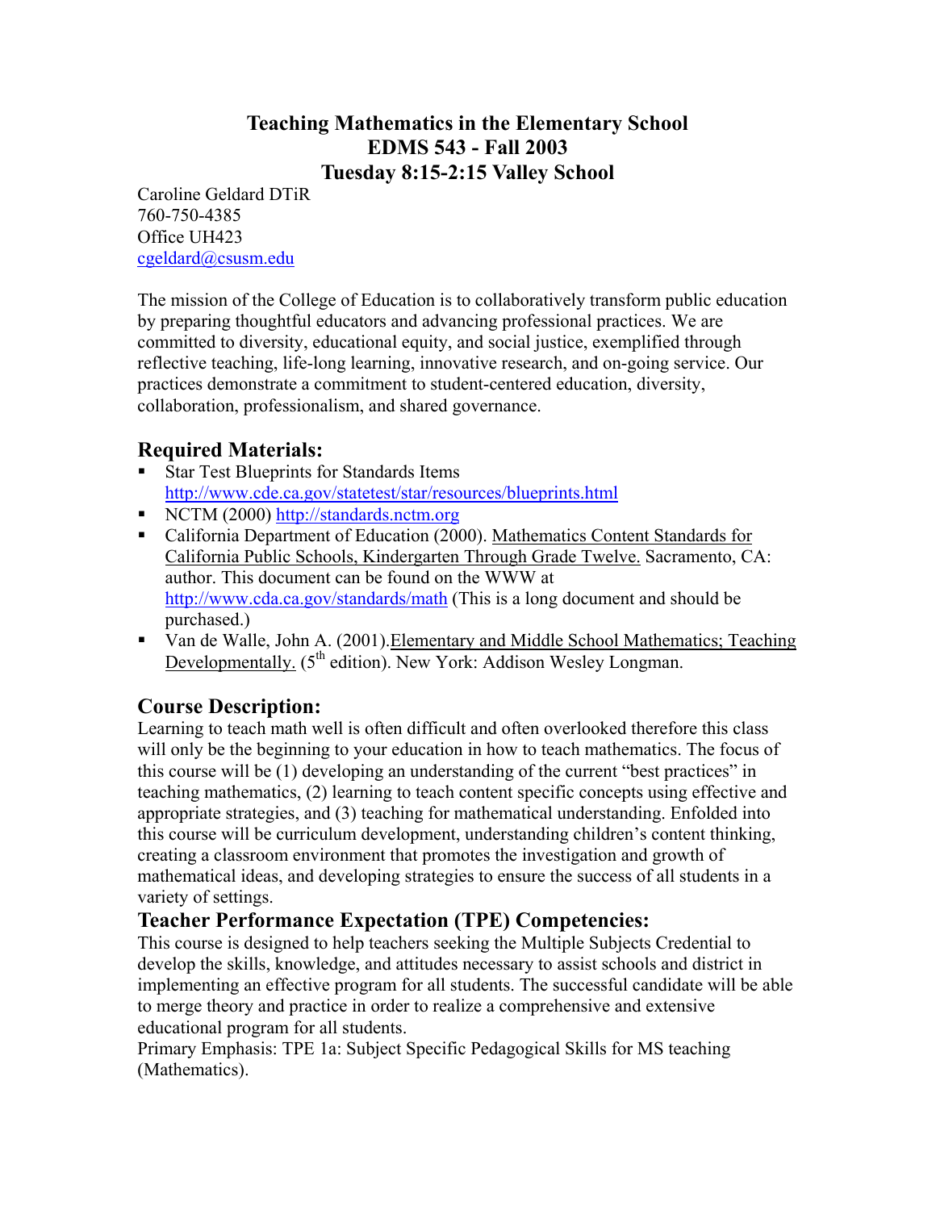# Teaching Mathematics in the Elementary School
# EDMS 543 - Fall 2003
# Tuesday 8:15-2:15 Valley School

Caroline Geldard DTiR
760-750-4385
Office UH423
cgeldard@csusm.edu

The mission of the College of Education is to collaboratively transform public education by preparing thoughtful educators and advancing professional practices. We are committed to diversity, educational equity, and social justice, exemplified through reflective teaching, life-long learning, innovative research, and on-going service. Our practices demonstrate a commitment to student-centered education, diversity, collaboration, professionalism, and shared governance.

## Required Materials:

- Star Test Blueprints for Standards Items http://www.cde.ca.gov/statetest/star/resources/blueprints.html
- NCTM (2000) http://standards.nctm.org
- California Department of Education (2000). Mathematics Content Standards for California Public Schools, Kindergarten Through Grade Twelve. Sacramento, CA: author. This document can be found on the WWW at http://www.cda.ca.gov/standards/math (This is a long document and should be purchased.)
- Van de Walle, John A. (2001). Elementary and Middle School Mathematics; Teaching Developmentally. (5th edition). New York: Addison Wesley Longman.

## Course Description:

Learning to teach math well is often difficult and often overlooked therefore this class will only be the beginning to your education in how to teach mathematics. The focus of this course will be (1) developing an understanding of the current "best practices" in teaching mathematics, (2) learning to teach content specific concepts using effective and appropriate strategies, and (3) teaching for mathematical understanding. Enfolded into this course will be curriculum development, understanding children's content thinking, creating a classroom environment that promotes the investigation and growth of mathematical ideas, and developing strategies to ensure the success of all students in a variety of settings.

## Teacher Performance Expectation (TPE) Competencies:

This course is designed to help teachers seeking the Multiple Subjects Credential to develop the skills, knowledge, and attitudes necessary to assist schools and district in implementing an effective program for all students. The successful candidate will be able to merge theory and practice in order to realize a comprehensive and extensive educational program for all students.

Primary Emphasis: TPE 1a: Subject Specific Pedagogical Skills for MS teaching (Mathematics).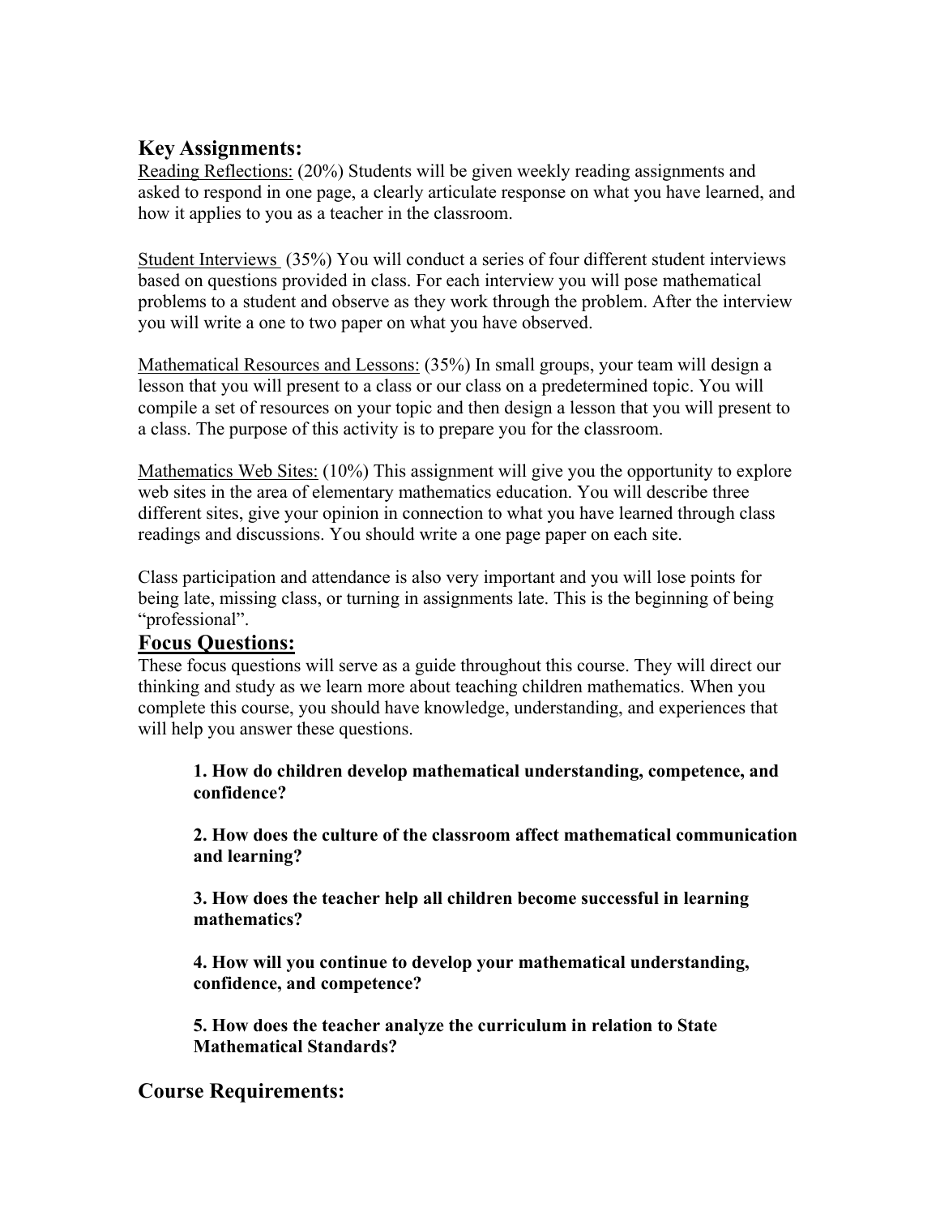## Key Assignments:

Reading Reflections: (20%) Students will be given weekly reading assignments and asked to respond in one page, a clearly articulate response on what you have learned, and how it applies to you as a teacher in the classroom.

Student Interviews (35%) You will conduct a series of four different student interviews based on questions provided in class. For each interview you will pose mathematical problems to a student and observe as they work through the problem. After the interview you will write a one to two paper on what you have observed.

Mathematical Resources and Lessons: (35%) In small groups, your team will design a lesson that you will present to a class or our class on a predetermined topic. You will compile a set of resources on your topic and then design a lesson that you will present to a class. The purpose of this activity is to prepare you for the classroom.

Mathematics Web Sites: (10%) This assignment will give you the opportunity to explore web sites in the area of elementary mathematics education. You will describe three different sites, give your opinion in connection to what you have learned through class readings and discussions. You should write a one page paper on each site.

Class participation and attendance is also very important and you will lose points for being late, missing class, or turning in assignments late. This is the beginning of being "professional".

## Focus Questions:

These focus questions will serve as a guide throughout this course. They will direct our thinking and study as we learn more about teaching children mathematics. When you complete this course, you should have knowledge, understanding, and experiences that will help you answer these questions.

**1. How do children develop mathematical understanding, competence, and confidence?**

**2. How does the culture of the classroom affect mathematical communication and learning?**

**3. How does the teacher help all children become successful in learning mathematics?**

**4. How will you continue to develop your mathematical understanding, confidence, and competence?**

**5. How does the teacher analyze the curriculum in relation to State Mathematical Standards?**

## Course Requirements: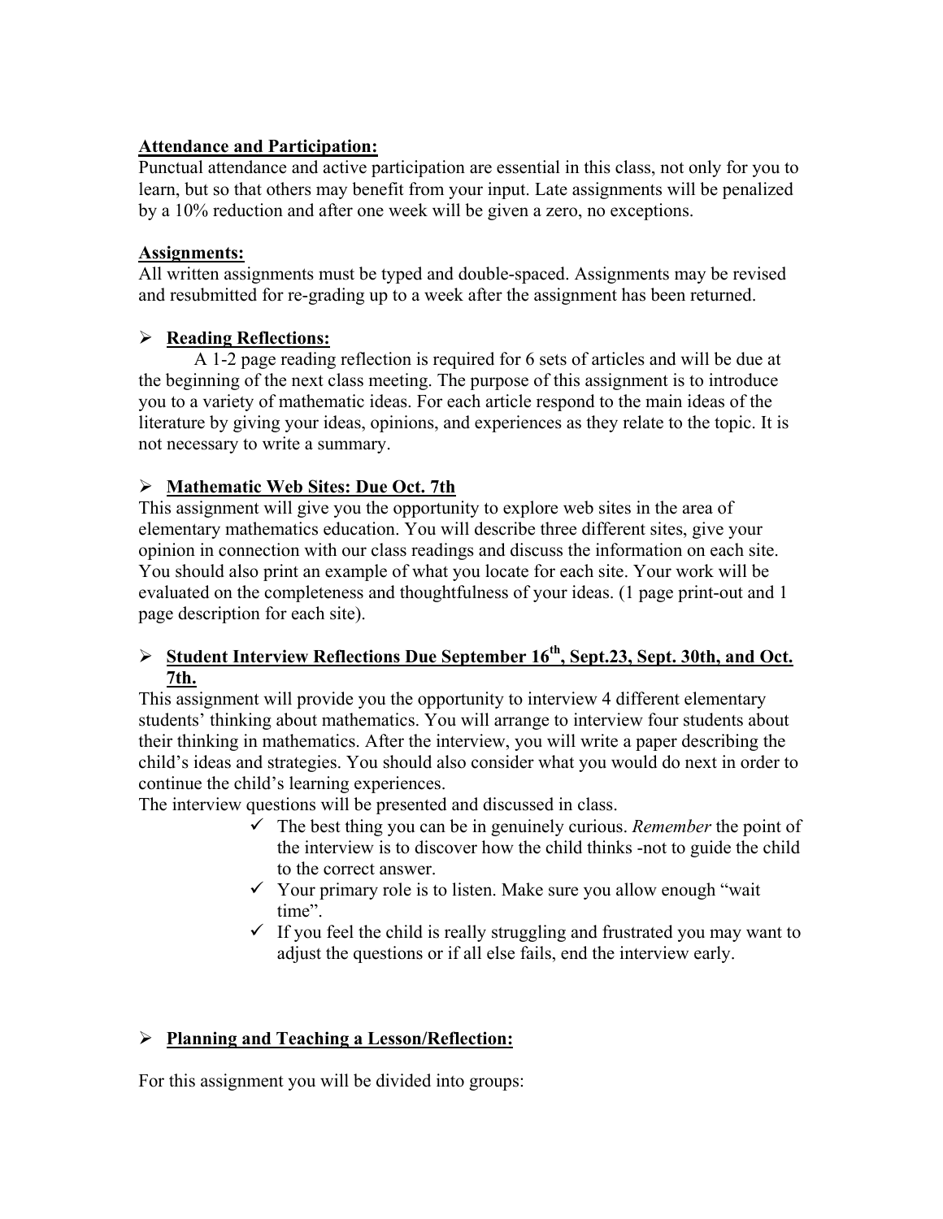**Attendance and Participation:**
Punctual attendance and active participation are essential in this class, not only for you to learn, but so that others may benefit from your input. Late assignments will be penalized by a 10% reduction and after one week will be given a zero, no exceptions.

**Assignments:**
All written assignments must be typed and double-spaced. Assignments may be revised and resubmitted for re-grading up to a week after the assignment has been returned.

- **Reading Reflections:**

A 1-2 page reading reflection is required for 6 sets of articles and will be due at the beginning of the next class meeting. The purpose of this assignment is to introduce you to a variety of mathematic ideas. For each article respond to the main ideas of the literature by giving your ideas, opinions, and experiences as they relate to the topic. It is not necessary to write a summary.

- **Mathematic Web Sites: Due Oct. 7th**

This assignment will give you the opportunity to explore web sites in the area of elementary mathematics education. You will describe three different sites, give your opinion in connection with our class readings and discuss the information on each site. You should also print an example of what you locate for each site. Your work will be evaluated on the completeness and thoughtfulness of your ideas. (1 page print-out and 1 page description for each site).

- **Student Interview Reflections Due September 16th, Sept.23, Sept. 30th, and Oct. 7th.**

This assignment will provide you the opportunity to interview 4 different elementary students' thinking about mathematics. You will arrange to interview four students about their thinking in mathematics. After the interview, you will write a paper describing the child's ideas and strategies. You should also consider what you would do next in order to continue the child's learning experiences.
The interview questions will be presented and discussed in class.

- ✓ The best thing you can be in genuinely curious. *Remember* the point of the interview is to discover how the child thinks -not to guide the child to the correct answer.
- ✓ Your primary role is to listen. Make sure you allow enough "wait time".
- ✓ If you feel the child is really struggling and frustrated you may want to adjust the questions or if all else fails, end the interview early.

- **Planning and Teaching a Lesson/Reflection:**

For this assignment you will be divided into groups: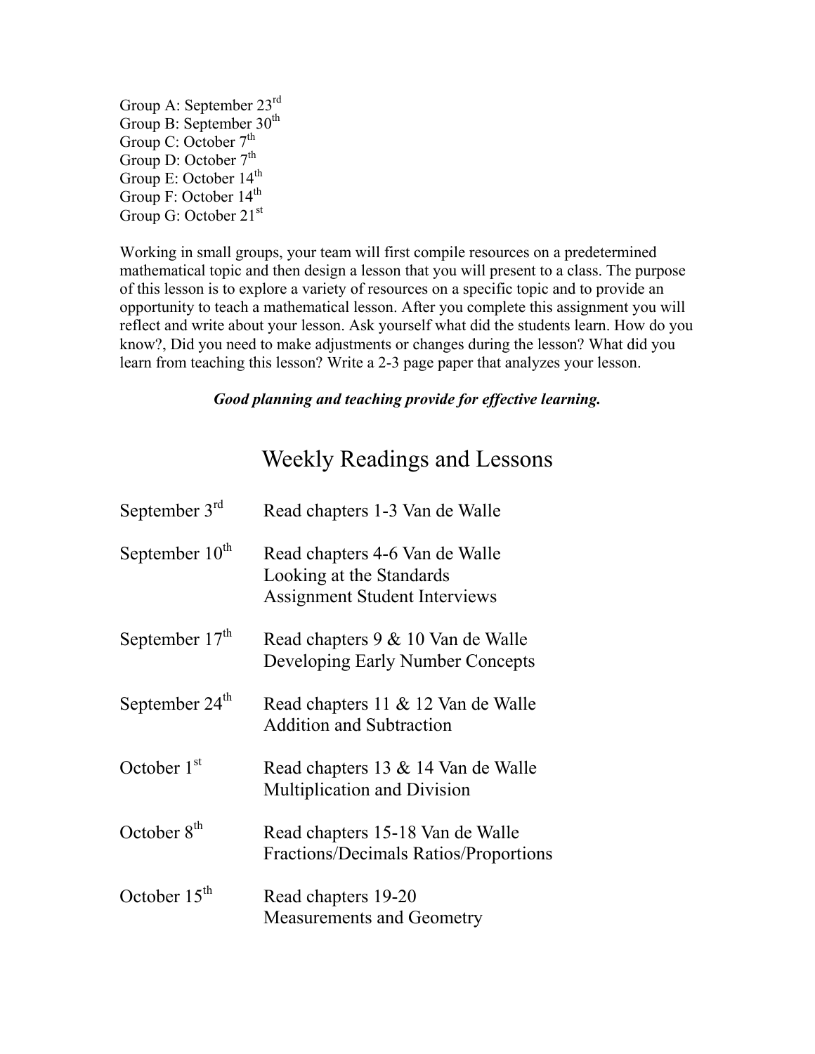Group A: September 23rd
Group B: September 30th
Group C: October 7th
Group D: October 7th
Group E: October 14th
Group F: October 14th
Group G: October 21st

Working in small groups, your team will first compile resources on a predetermined mathematical topic and then design a lesson that you will present to a class. The purpose of this lesson is to explore a variety of resources on a specific topic and to provide an opportunity to teach a mathematical lesson. After you complete this assignment you will reflect and write about your lesson. Ask yourself what did the students learn. How do you know?, Did you need to make adjustments or changes during the lesson? What did you learn from teaching this lesson? Write a 2-3 page paper that analyzes your lesson.

***Good planning and teaching provide for effective learning.***

## Weekly Readings and Lessons

| | |
|---|---|
| September 3rd | Read chapters 1-3 Van de Walle |
| September 10th | Read chapters 4-6 Van de Walle<br>Looking at the Standards<br>Assignment Student Interviews |
| September 17th | Read chapters 9 & 10 Van de Walle<br>Developing Early Number Concepts |
| September 24th | Read chapters 11 & 12 Van de Walle<br>Addition and Subtraction |
| October 1st | Read chapters 13 & 14 Van de Walle<br>Multiplication and Division |
| October 8th | Read chapters 15-18 Van de Walle<br>Fractions/Decimals Ratios/Proportions |
| October 15th | Read chapters 19-20<br>Measurements and Geometry |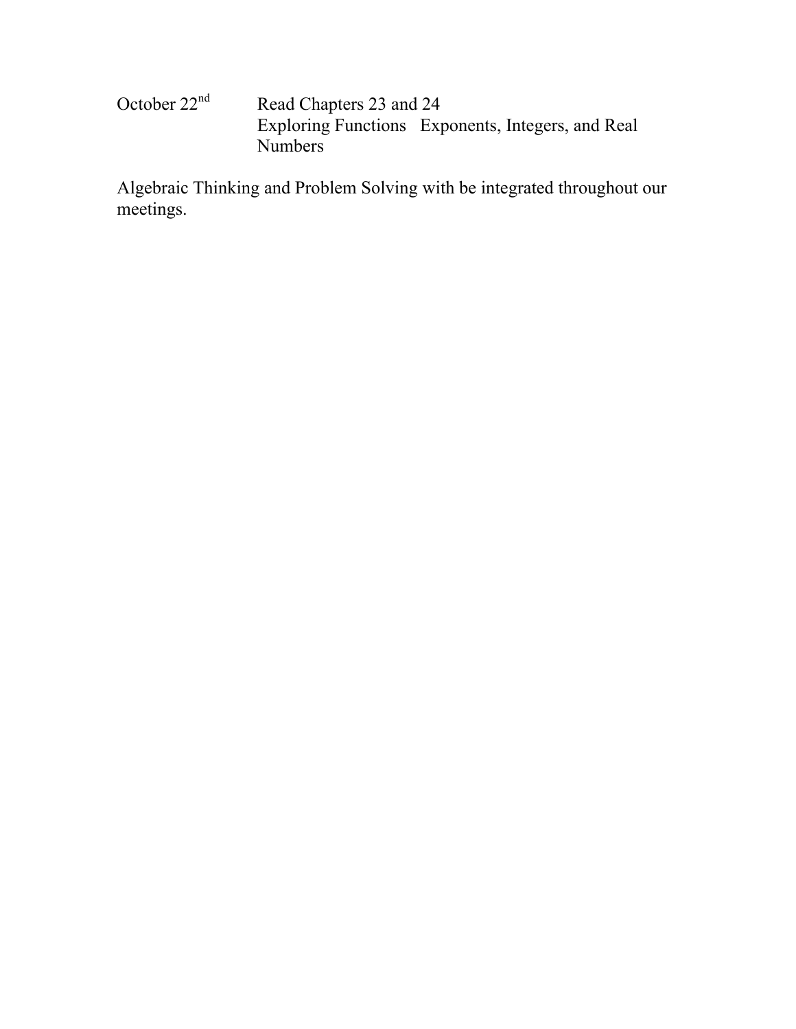| | |
|---|---|
| October 22nd | Read Chapters 23 and 24<br>Exploring Functions   Exponents, Integers, and Real Numbers |

Algebraic Thinking and Problem Solving with be integrated throughout our meetings.